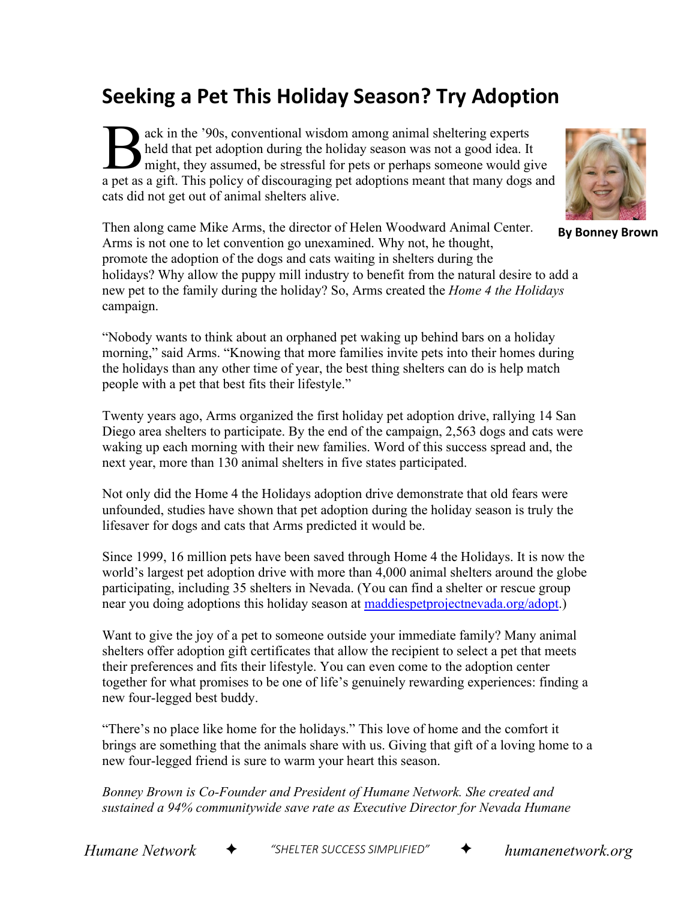# Seeking a Pet This Holiday Season? Try Adoption

**By Bonney Brown**

Back in the '90s, conventional wisdom among animal sheltering experts held that pet adoption during the holiday season was not a good idea. It might, they assumed, be stressful for pets or perhaps someone would give a pet as a gift. This policy of discouraging pet adoptions meant that many dogs and cats did not get out of animal shelters alive.

Then along came Mike Arms, the director of Helen Woodward Animal Center. Arms is not one to let convention go unexamined. Why not, he thought, promote the adoption of the dogs and cats waiting in shelters during the holidays? Why allow the puppy mill industry to benefit from the natural desire to add a new pet to the family during the holiday? So, Arms created the *Home 4 the Holidays* campaign.

"Nobody wants to think about an orphaned pet waking up behind bars on a holiday morning," said Arms. "Knowing that more families invite pets into their homes during the holidays than any other time of year, the best thing shelters can do is help match people with a pet that best fits their lifestyle."

Twenty years ago, Arms organized the first holiday pet adoption drive, rallying 14 San Diego area shelters to participate. By the end of the campaign, 2,563 dogs and cats were waking up each morning with their new families. Word of this success spread and, the next year, more than 130 animal shelters in five states participated.

Not only did the Home 4 the Holidays adoption drive demonstrate that old fears were unfounded, studies have shown that pet adoption during the holiday season is truly the lifesaver for dogs and cats that Arms predicted it would be.

Since 1999, 16 million pets have been saved through Home 4 the Holidays. It is now the world's largest pet adoption drive with more than 4,000 animal shelters around the globe participating, including 35 shelters in Nevada. (You can find a shelter or rescue group near you doing adoptions this holiday season at [maddiespetprojectnevada.org/adopt](maddiespetprojectnevada.org/adopt).)

Want to give the joy of a pet to someone outside your immediate family? Many animal shelters offer adoption gift certificates that allow the recipient to select a pet that meets their preferences and fits their lifestyle. You can even come to the adoption center together for what promises to be one of life's genuinely rewarding experiences: finding a new four-legged best buddy.

"There's no place like home for the holidays." This love of home and the comfort it brings are something that the animals share with us. Giving that gift of a loving home to a new four-legged friend is sure to warm your heart this season.

*Bonney Brown is Co-Founder and President of Humane Network. She created and sustained a 94% communitywide save rate as Executive Director for Nevada Humane*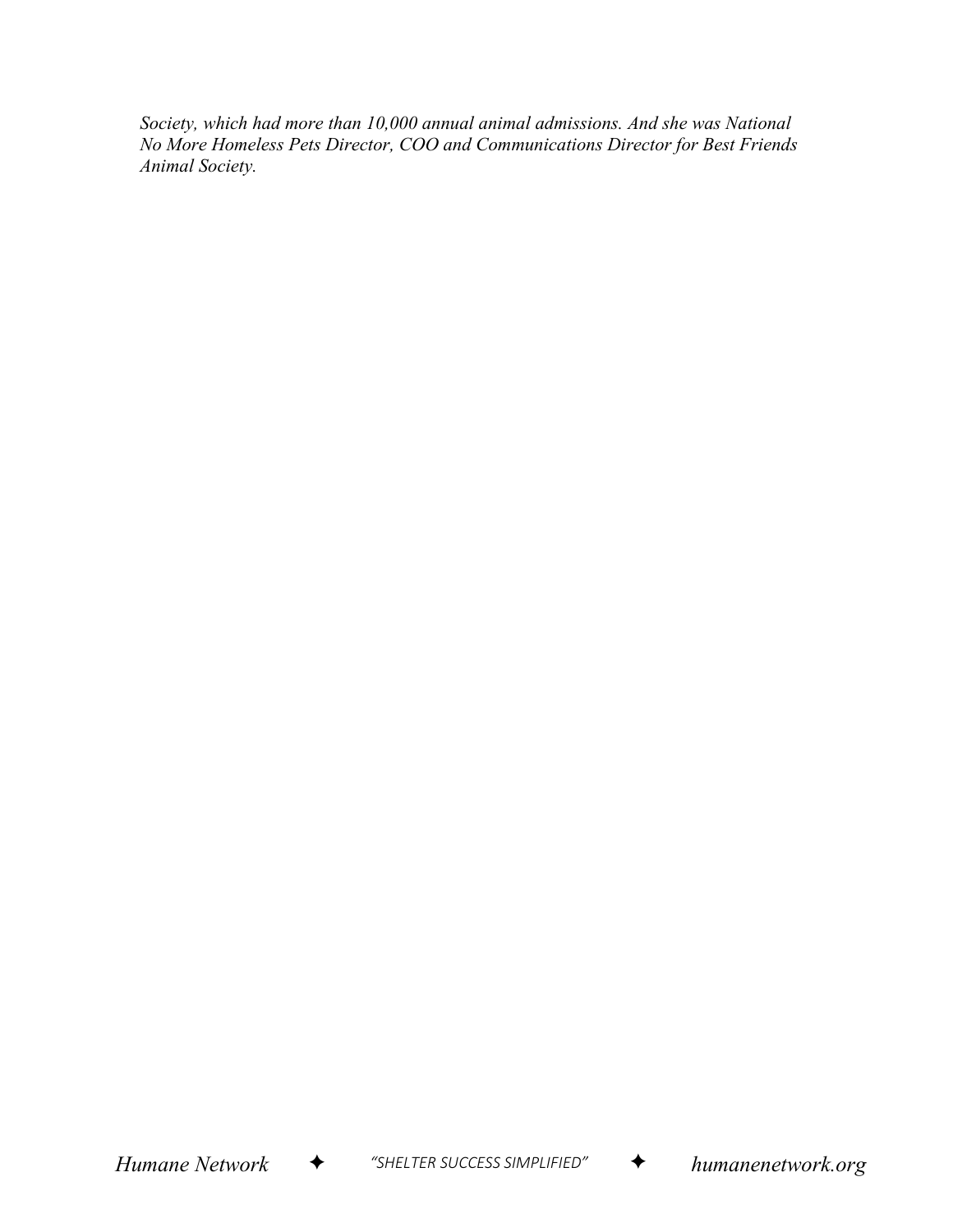*Society, which had more than 10,000 annual animal admissions. And she was National No More Homeless Pets Director, COO and Communications Director for Best Friends Animal Society.*